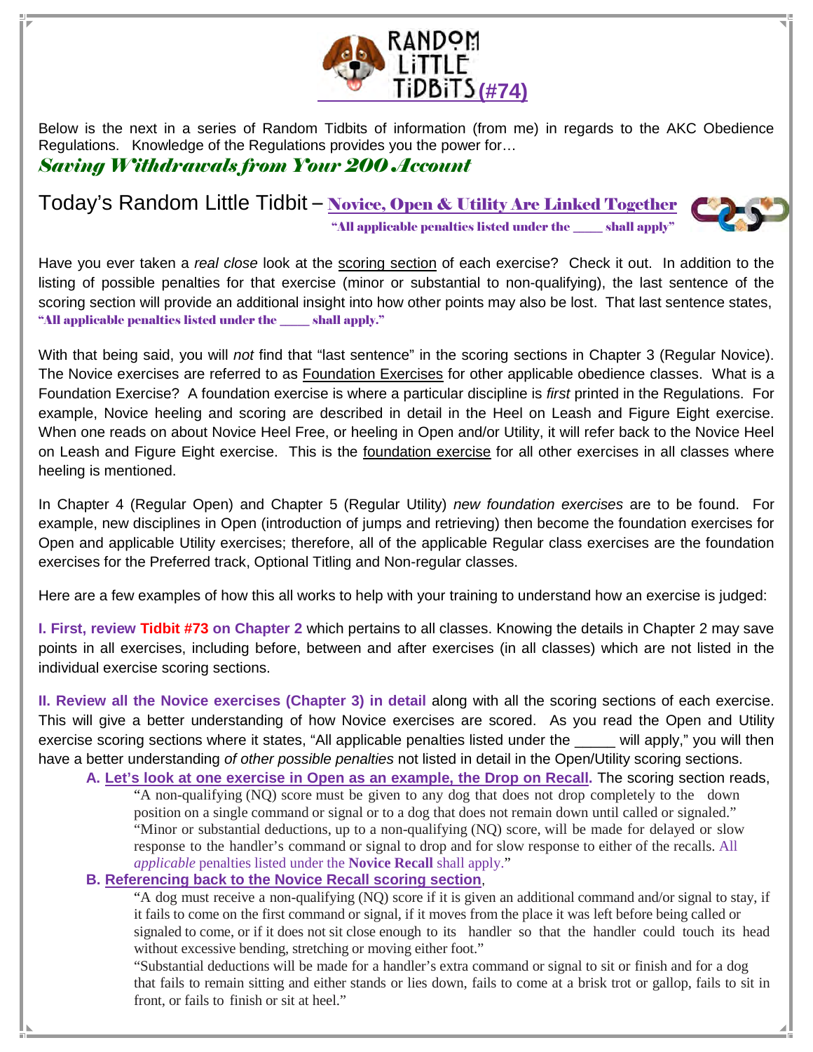# RANDOM LITTLE TIDBITS (#74)

Below is the next in a series of Random Tidbits of information (from me) in regards to the AKC Obedience Regulations. Knowledge of the Regulations provides you the power for…

***Saving Withdrawals from Your 200 Account***

## Today's Random Little Tidbit – Novice, Open & Utility Are Linked Together

**"All applicable penalties listed under the ____ shall apply"**

Have you ever taken a *real close* look at the scoring section of each exercise? Check it out. In addition to the listing of possible penalties for that exercise (minor or substantial to non-qualifying), the last sentence of the scoring section will provide an additional insight into how other points may also be lost. That last sentence states, **"All applicable penalties listed under the ____ shall apply."**

With that being said, you will *not* find that "last sentence" in the scoring sections in Chapter 3 (Regular Novice). The Novice exercises are referred to as Foundation Exercises for other applicable obedience classes. What is a Foundation Exercise? A foundation exercise is where a particular discipline is *first* printed in the Regulations. For example, Novice heeling and scoring are described in detail in the Heel on Leash and Figure Eight exercise. When one reads on about Novice Heel Free, or heeling in Open and/or Utility, it will refer back to the Novice Heel on Leash and Figure Eight exercise. This is the foundation exercise for all other exercises in all classes where heeling is mentioned.

In Chapter 4 (Regular Open) and Chapter 5 (Regular Utility) *new foundation exercises* are to be found. For example, new disciplines in Open (introduction of jumps and retrieving) then become the foundation exercises for Open and applicable Utility exercises; therefore, all of the applicable Regular class exercises are the foundation exercises for the Preferred track, Optional Titling and Non-regular classes.

Here are a few examples of how this all works to help with your training to understand how an exercise is judged:

**I. First, review Tidbit #73 on Chapter 2** which pertains to all classes. Knowing the details in Chapter 2 may save points in all exercises, including before, between and after exercises (in all classes) which are not listed in the individual exercise scoring sections.

**II. Review all the Novice exercises (Chapter 3) in detail** along with all the scoring sections of each exercise. This will give a better understanding of how Novice exercises are scored. As you read the Open and Utility exercise scoring sections where it states, "All applicable penalties listed under the _____ will apply," you will then have a better understanding *of other possible penalties* not listed in detail in the Open/Utility scoring sections.

**A. Let's look at one exercise in Open as an example, the Drop on Recall.** The scoring section reads,

> "A non-qualifying (NQ) score must be given to any dog that does not drop completely to the down position on a single command or signal or to a dog that does not remain down until called or signaled."
> "Minor or substantial deductions, up to a non-qualifying (NQ) score, will be made for delayed or slow response to the handler's command or signal to drop and for slow response to either of the recalls. All *applicable* penalties listed under the **Novice Recall** shall apply."

**B. Referencing back to the Novice Recall scoring section**,

> "A dog must receive a non-qualifying (NQ) score if it is given an additional command and/or signal to stay, if it fails to come on the first command or signal, if it moves from the place it was left before being called or signaled to come, or if it does not sit close enough to its handler so that the handler could touch its head without excessive bending, stretching or moving either foot."
> "Substantial deductions will be made for a handler's extra command or signal to sit or finish and for a dog that fails to remain sitting and either stands or lies down, fails to come at a brisk trot or gallop, fails to sit in front, or fails to finish or sit at heel."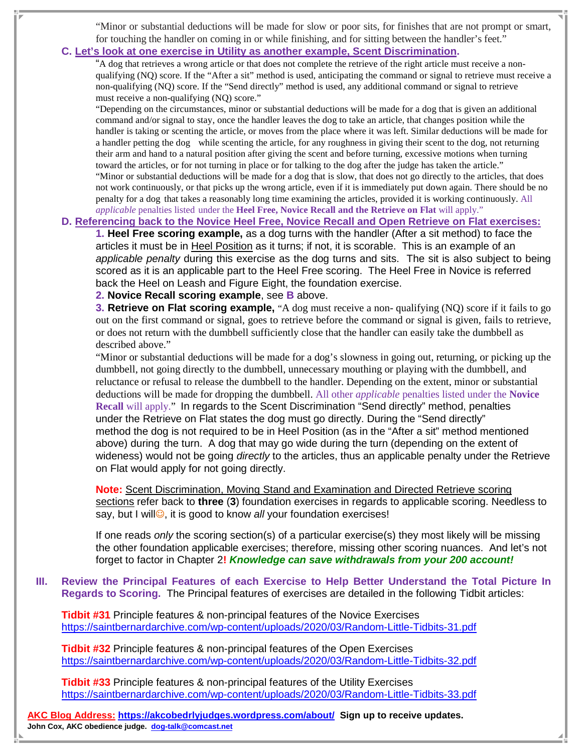"Minor or substantial deductions will be made for slow or poor sits, for finishes that are not prompt or smart, for touching the handler on coming in or while finishing, and for sitting between the handler's feet."

**C. Let's look at one exercise in Utility as another example, Scent Discrimination.**

"A dog that retrieves a wrong article or that does not complete the retrieve of the right article must receive a non-qualifying (NQ) score. If the "After a sit" method is used, anticipating the command or signal to retrieve must receive a non-qualifying (NQ) score. If the "Send directly" method is used, any additional command or signal to retrieve must receive a non-qualifying (NQ) score."

"Depending on the circumstances, minor or substantial deductions will be made for a dog that is given an additional command and/or signal to stay, once the handler leaves the dog to take an article, that changes position while the handler is taking or scenting the article, or moves from the place where it was left. Similar deductions will be made for a handler petting the dog while scenting the article, for any roughness in giving their scent to the dog, not returning their arm and hand to a natural position after giving the scent and before turning, excessive motions when turning toward the articles, or for not turning in place or for talking to the dog after the judge has taken the article."

"Minor or substantial deductions will be made for a dog that is slow, that does not go directly to the articles, that does not work continuously, or that picks up the wrong article, even if it is immediately put down again. There should be no penalty for a dog that takes a reasonably long time examining the articles, provided it is working continuously. All *applicable* penalties listed under the **Heel Free, Novice Recall and the Retrieve on Flat** will apply."

**D. Referencing back to the Novice Heel Free, Novice Recall and Open Retrieve on Flat exercises:**

**1. Heel Free scoring example,** as a dog turns with the handler (After a sit method) to face the articles it must be in Heel Position as it turns; if not, it is scorable. This is an example of an *applicable penalty* during this exercise as the dog turns and sits. The sit is also subject to being scored as it is an applicable part to the Heel Free scoring. The Heel Free in Novice is referred back the Heel on Leash and Figure Eight, the foundation exercise.

**2. Novice Recall scoring example**, see **B** above.

**3. Retrieve on Flat scoring example,** "A dog must receive a non- qualifying (NQ) score if it fails to go out on the first command or signal, goes to retrieve before the command or signal is given, fails to retrieve, or does not return with the dumbbell sufficiently close that the handler can easily take the dumbbell as described above."

"Minor or substantial deductions will be made for a dog's slowness in going out, returning, or picking up the dumbbell, not going directly to the dumbbell, unnecessary mouthing or playing with the dumbbell, and reluctance or refusal to release the dumbbell to the handler. Depending on the extent, minor or substantial deductions will be made for dropping the dumbbell. All other *applicable* penalties listed under the **Novice Recall** will apply." In regards to the Scent Discrimination "Send directly" method, penalties under the Retrieve on Flat states the dog must go directly. During the "Send directly" method the dog is not required to be in Heel Position (as in the "After a sit" method mentioned above) during the turn. A dog that may go wide during the turn (depending on the extent of wideness) would not be going *directly* to the articles, thus an applicable penalty under the Retrieve on Flat would apply for not going directly.

**Note:** Scent Discrimination, Moving Stand and Examination and Directed Retrieve scoring sections refer back to **three** (**3**) foundation exercises in regards to applicable scoring. Needless to say, but I will☺, it is good to know *all* your foundation exercises!

If one reads *only* the scoring section(s) of a particular exercise(s) they most likely will be missing the other foundation applicable exercises; therefore, missing other scoring nuances. And let's not forget to factor in Chapter 2**!** ***Knowledge can save withdrawals from your 200 account!***

**III. Review the Principal Features of each Exercise to Help Better Understand the Total Picture In Regards to Scoring.** The Principal features of exercises are detailed in the following Tidbit articles:

**Tidbit #31** Principle features & non-principal features of the Novice Exercises
https://saintbernardarchive.com/wp-content/uploads/2020/03/Random-Little-Tidbits-31.pdf

**Tidbit #32** Principle features & non-principal features of the Open Exercises
https://saintbernardarchive.com/wp-content/uploads/2020/03/Random-Little-Tidbits-32.pdf

**Tidbit #33** Principle features & non-principal features of the Utility Exercises
https://saintbernardarchive.com/wp-content/uploads/2020/03/Random-Little-Tidbits-33.pdf

**AKC Blog Address: https://akcobedrlyjudges.wordpress.com/about/ Sign up to receive updates.**
**John Cox, AKC obedience judge. dog-talk@comcast.net**